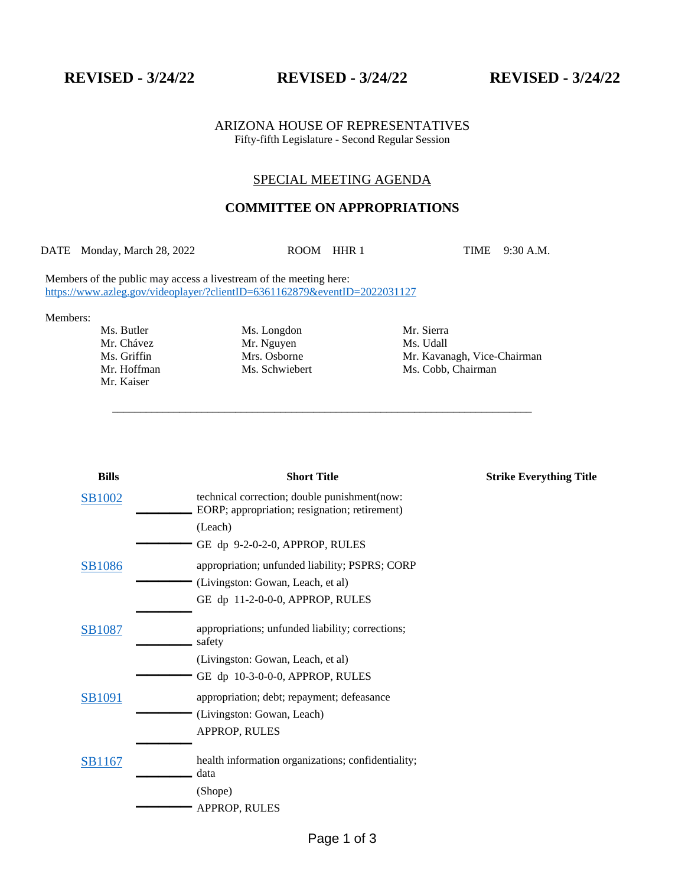**REVISED - 3/24/22 REVISED - 3/24/22 REVISED - 3/24/22**

ARIZONA HOUSE OF REPRESENTATIVES
Fifty-fifth Legislature - Second Regular Session

SPECIAL MEETING AGENDA

## COMMITTEE ON APPROPRIATIONS

DATE Monday, March 28, 2022 ROOM HHR 1 TIME 9:30 A.M.

Members of the public may access a livestream of the meeting here:
https://www.azleg.gov/videoplayer/?clientID=6361162879&eventID=2022031127

Members:

| | | |
|---|---|---|
| Ms. Butler | Ms. Longdon | Mr. Sierra |
| Mr. Chávez | Mr. Nguyen | Ms. Udall |
| Ms. Griffin | Mrs. Osborne | Mr. Kavanagh, Vice-Chairman |
| Mr. Hoffman | Ms. Schwiebert | Ms. Cobb, Chairman |
| Mr. Kaiser | | |

---

| Bills | Short Title | Strike Everything Title |
|---|---|---|
| SB1002 | technical correction; double punishment(now: EORP; appropriation; resignation; retirement)<br>(Leach)<br>GE dp 9-2-0-2-0, APPROP, RULES | |
| SB1086 | appropriation; unfunded liability; PSPRS; CORP<br>(Livingston: Gowan, Leach, et al)<br>GE dp 11-2-0-0-0, APPROP, RULES | |
| SB1087 | appropriations; unfunded liability; corrections; safety<br>(Livingston: Gowan, Leach, et al)<br>GE dp 10-3-0-0-0, APPROP, RULES | |
| SB1091 | appropriation; debt; repayment; defeasance<br>(Livingston: Gowan, Leach)<br>APPROP, RULES | |
| SB1167 | health information organizations; confidentiality; data<br>(Shope)<br>APPROP, RULES | |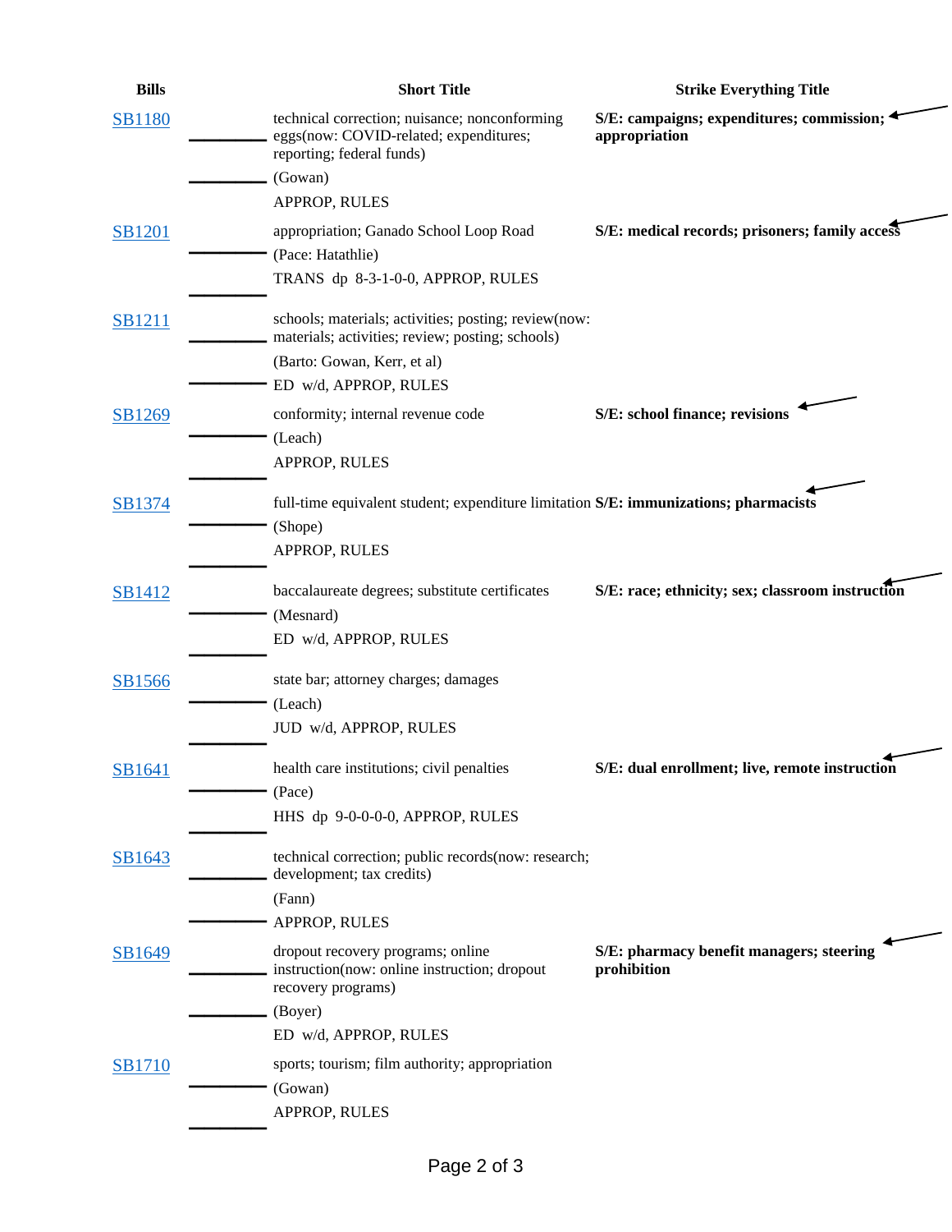| Bills | Short Title | Strike Everything Title |
|---|---|---|
| SB1180 | technical correction; nuisance; nonconforming eggs(now: COVID-related; expenditures; reporting; federal funds)<br>(Gowan)<br>APPROP, RULES | **S/E: campaigns; expenditures; commission; appropriation** |
| SB1201 | appropriation; Ganado School Loop Road<br>(Pace: Hatathlie)<br>TRANS dp 8-3-1-0-0, APPROP, RULES | **S/E: medical records; prisoners; family access** |
| SB1211 | schools; materials; activities; posting; review(now: materials; activities; review; posting; schools)<br>(Barto: Gowan, Kerr, et al)<br>ED w/d, APPROP, RULES | |
| SB1269 | conformity; internal revenue code<br>(Leach)<br>APPROP, RULES | **S/E: school finance; revisions** |
| SB1374 | full-time equivalent student; expenditure limitation<br>(Shope)<br>APPROP, RULES | **S/E: immunizations; pharmacists** |
| SB1412 | baccalaureate degrees; substitute certificates<br>(Mesnard)<br>ED w/d, APPROP, RULES | **S/E: race; ethnicity; sex; classroom instruction** |
| SB1566 | state bar; attorney charges; damages<br>(Leach)<br>JUD w/d, APPROP, RULES | |
| SB1641 | health care institutions; civil penalties<br>(Pace)<br>HHS dp 9-0-0-0-0, APPROP, RULES | **S/E: dual enrollment; live, remote instruction** |
| SB1643 | technical correction; public records(now: research; development; tax credits)<br>(Fann)<br>APPROP, RULES | |
| SB1649 | dropout recovery programs; online instruction(now: online instruction; dropout recovery programs)<br>(Boyer)<br>ED w/d, APPROP, RULES | **S/E: pharmacy benefit managers; steering prohibition** |
| SB1710 | sports; tourism; film authority; appropriation<br>(Gowan)<br>APPROP, RULES | |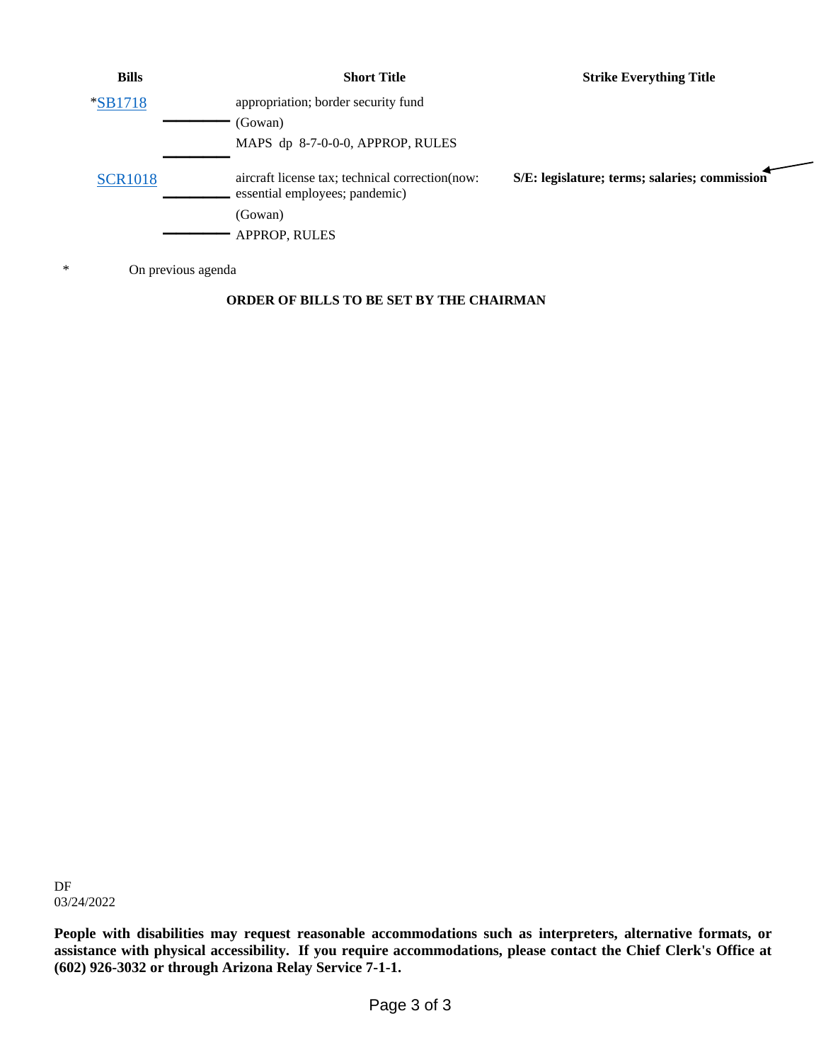| Bills | Short Title | Strike Everything Title |
| --- | --- | --- |
| *SB1718 | appropriation; border security fund<br>(Gowan)<br>MAPS dp 8-7-0-0-0, APPROP, RULES | |
| SCR1018 | aircraft license tax; technical correction(now: essential employees; pandemic)<br>(Gowan)<br>APPROP, RULES | **S/E: legislature; terms; salaries; commission** |

\* On previous agenda

**ORDER OF BILLS TO BE SET BY THE CHAIRMAN**

DF
03/24/2022

**People with disabilities may request reasonable accommodations such as interpreters, alternative formats, or assistance with physical accessibility. If you require accommodations, please contact the Chief Clerk's Office at (602) 926-3032 or through Arizona Relay Service 7-1-1.**